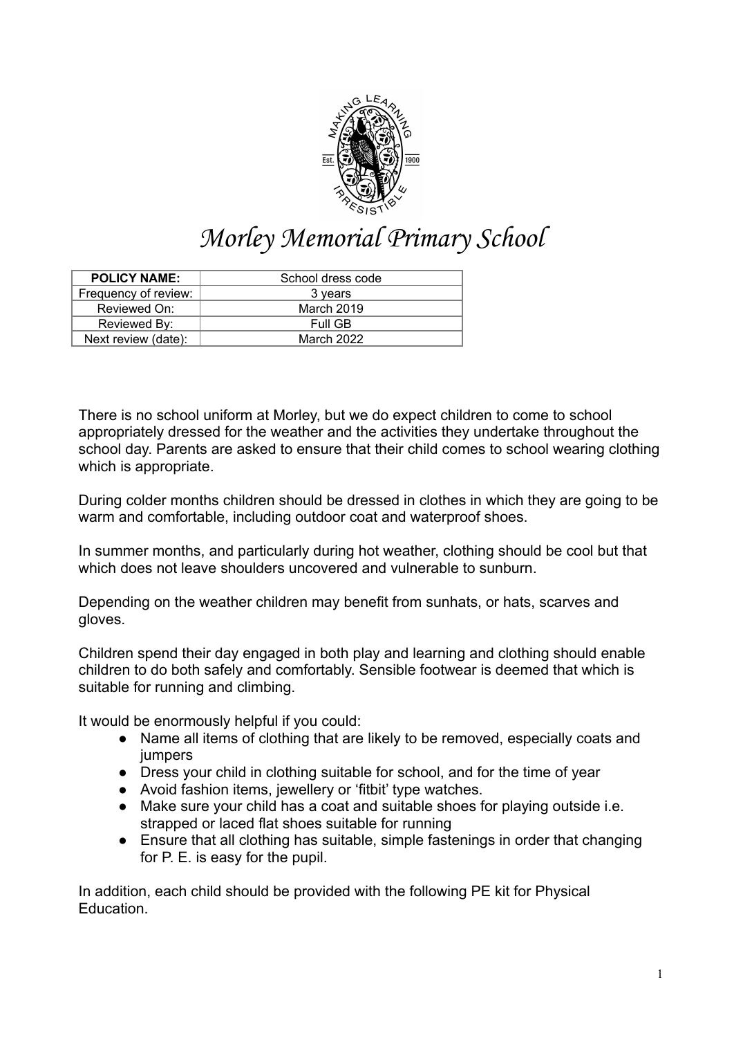# Morley Memorial Primary School

| POLICY NAME: | School dress code |
|---|---|
| Frequency of review: | 3 years |
| Reviewed On: | March 2019 |
| Reviewed By: | Full GB |
| Next review (date): | March 2022 |

There is no school uniform at Morley, but we do expect children to come to school appropriately dressed for the weather and the activities they undertake throughout the school day. Parents are asked to ensure that their child comes to school wearing clothing which is appropriate.

During colder months children should be dressed in clothes in which they are going to be warm and comfortable, including outdoor coat and waterproof shoes.

In summer months, and particularly during hot weather, clothing should be cool but that which does not leave shoulders uncovered and vulnerable to sunburn.

Depending on the weather children may benefit from sunhats, or hats, scarves and gloves.

Children spend their day engaged in both play and learning and clothing should enable children to do both safely and comfortably. Sensible footwear is deemed that which is suitable for running and climbing.

It would be enormously helpful if you could:

- Name all items of clothing that are likely to be removed, especially coats and jumpers
- Dress your child in clothing suitable for school, and for the time of year
- Avoid fashion items, jewellery or 'fitbit' type watches.
- Make sure your child has a coat and suitable shoes for playing outside i.e. strapped or laced flat shoes suitable for running
- Ensure that all clothing has suitable, simple fastenings in order that changing for P. E. is easy for the pupil.

In addition, each child should be provided with the following PE kit for Physical Education.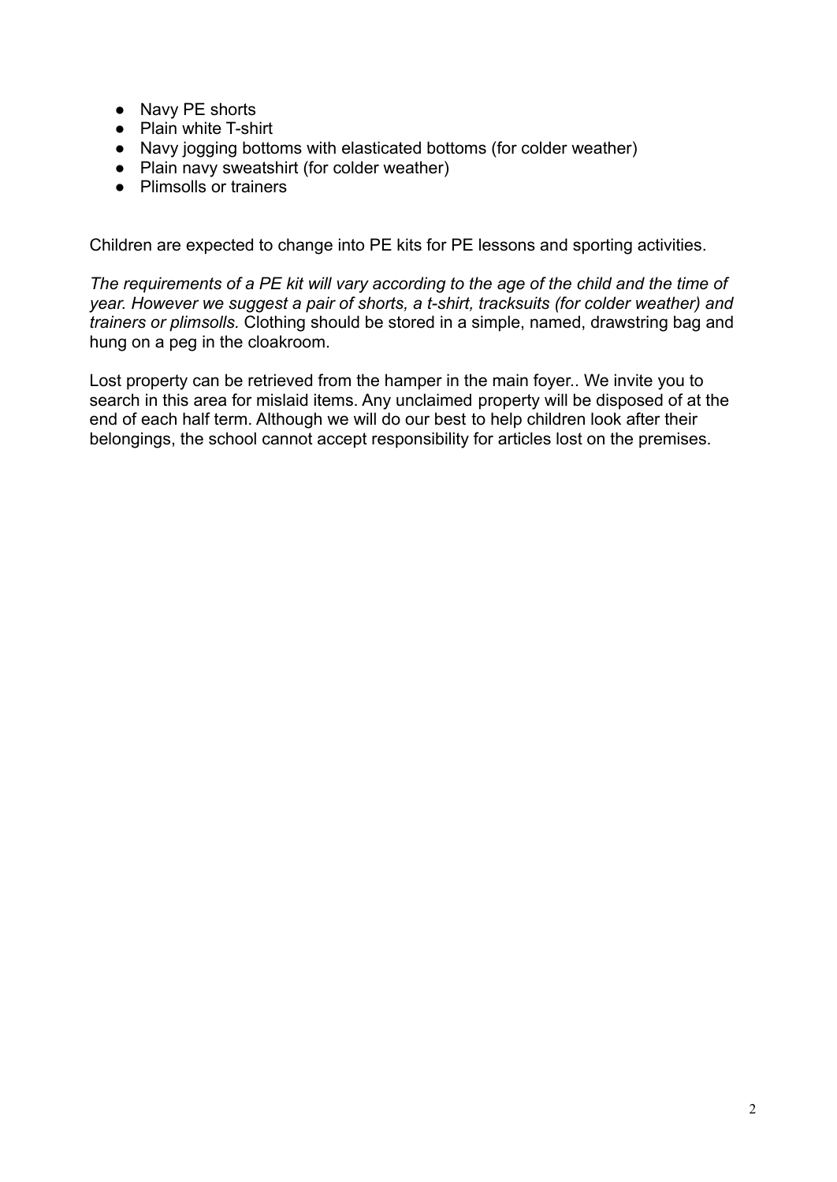- Navy PE shorts
- Plain white T-shirt
- Navy jogging bottoms with elasticated bottoms (for colder weather)
- Plain navy sweatshirt (for colder weather)
- Plimsolls or trainers

Children are expected to change into PE kits for PE lessons and sporting activities.

*The requirements of a PE kit will vary according to the age of the child and the time of year. However we suggest a pair of shorts, a t-shirt, tracksuits (for colder weather) and trainers or plimsolls.* Clothing should be stored in a simple, named, drawstring bag and hung on a peg in the cloakroom.

Lost property can be retrieved from the hamper in the main foyer.. We invite you to search in this area for mislaid items. Any unclaimed property will be disposed of at the end of each half term. Although we will do our best to help children look after their belongings, the school cannot accept responsibility for articles lost on the premises.